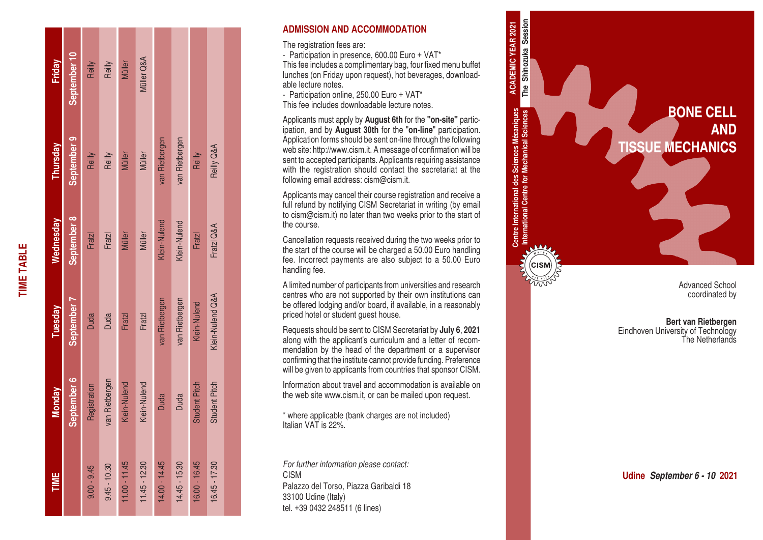## TIME TABLE

| TIME | Monday<br>September 6 | Tuesday<br>September 7 | Wednesday<br>September 8 | Thursday<br>September 9 | Friday<br>September 10 |
|---|---|---|---|---|---|
| 9.00 - 9.45 | Registration | Duda | Fratzl | Reilly | Reilly |
| 9.45 - 10.30 | van Rietbergen | Duda | Fratzl | Reilly | Reilly |
| 11.00 - 11.45 | Klein-Nulend | Fratzl | Müller | Müller | Müller |
| 11.45 - 12.30 | Klein-Nulend | Fratzl | Müller | Müller | Müller Q&A |
| 14.00 - 14.45 | Duda | van Rietbergen | Klein-Nulend | van Rietbergen | |
| 14.45 - 15.30 | Duda | van Rietbergen | Klein-Nulend | van Rietbergen | |
| 16.00 - 16.45 | Student Pitch | Klein-Nulend | Fratzl | Reilly | |
| 16.45 - 17.30 | Student Pitch | Klein-Nulend Q&A | Fratzl Q&A | Reilly Q&A | |

## ADMISSION AND ACCOMMODATION

The registration fees are:

- Participation in presence, 600.00 Euro + VAT*

This fee includes a complimentary bag, four fixed menu buffet lunches (on Friday upon request), hot beverages, downloadable lecture notes.

- Participation online, 250.00 Euro + VAT*

This fee includes downloadable lecture notes.

Applicants must apply by **August 6th** for the **"on-site"** participation, and by **August 30th** for the "**on-line**" participation. Application forms should be sent on-line through the following web site: http://www.cism.it. A message of confirmation will be sent to accepted participants. Applicants requiring assistance with the registration should contact the secretariat at the following email address: cism@cism.it.

Applicants may cancel their course registration and receive a full refund by notifying CISM Secretariat in writing (by email to cism@cism.it) no later than two weeks prior to the start of the course.

Cancellation requests received during the two weeks prior to the start of the course will be charged a 50.00 Euro handling fee. Incorrect payments are also subject to a 50.00 Euro handling fee.

A limited number of participants from universities and research centres who are not supported by their own institutions can be offered lodging and/or board, if available, in a reasonably priced hotel or student guest house.

Requests should be sent to CISM Secretariat by **July 6, 2021** along with the applicant's curriculum and a letter of recommendation by the head of the department or a supervisor confirming that the institute cannot provide funding. Preference will be given to applicants from countries that sponsor CISM.

Information about travel and accommodation is available on the web site www.cism.it, or can be mailed upon request.

\* where applicable (bank charges are not included)
Italian VAT is 22%.

*For further information please contact:*
CISM
Palazzo del Torso, Piazza Garibaldi 18
33100 Udine (Italy)
tel. +39 0432 248511 (6 lines)

Centre International des Sciences Mécaniques
International Centre for Mechanical Sciences

**ACADEMIC YEAR 2021**
**The Shinozuka Session**

CISM

# BONE CELL AND TISSUE MECHANICS

Advanced School
coordinated by

**Bert van Rietbergen**
Eindhoven University of Technology
The Netherlands

**Udine *September 6 - 10* 2021**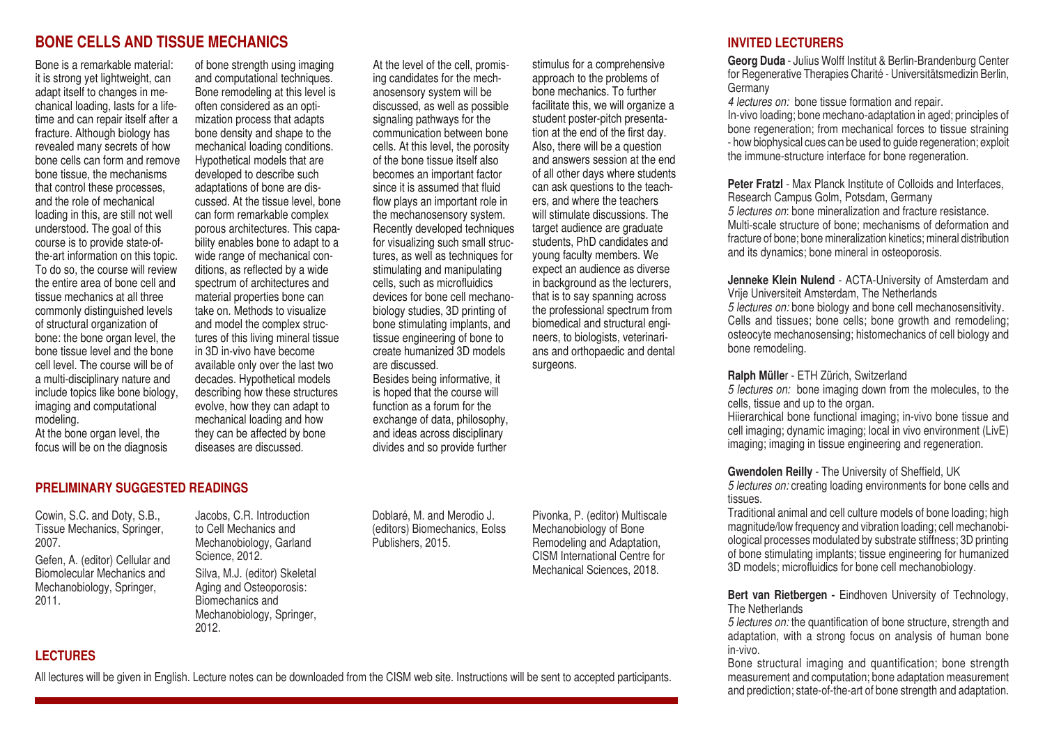## BONE CELLS AND TISSUE MECHANICS

Bone is a remarkable material: it is strong yet lightweight, can adapt itself to changes in mechanical loading, lasts for a lifetime and can repair itself after a fracture. Although biology has revealed many secrets of how bone cells can form and remove bone tissue, the mechanisms that control these processes, and the role of mechanical loading in this, are still not well understood. The goal of this course is to provide state-of-the-art information on this topic. To do so, the course will review the entire area of bone cell and tissue mechanics at all three commonly distinguished levels of structural organization of bone: the bone organ level, the bone tissue level and the bone cell level. The course will be of a multi-disciplinary nature and include topics like bone biology, imaging and computational modeling.

At the bone organ level, the focus will be on the diagnosis of bone strength using imaging and computational techniques. Bone remodeling at this level is often considered as an optimization process that adapts bone density and shape to the mechanical loading conditions. Hypothetical models that are developed to describe such adaptations of bone are discussed. At the tissue level, bone can form remarkable complex porous architectures. This capability enables bone to adapt to a wide range of mechanical conditions, as reflected by a wide spectrum of architectures and material properties bone can take on. Methods to visualize and model the complex structures of this living mineral tissue in 3D in-vivo have become available only over the last two decades. Hypothetical models describing how these structures evolve, how they can adapt to mechanical loading and how they can be affected by bone diseases are discussed.

At the level of the cell, promising candidates for the mechanosensory system will be discussed, as well as possible signaling pathways for the communication between bone cells. At this level, the porosity of the bone tissue itself also becomes an important factor since it is assumed that fluid flow plays an important role in the mechanosensory system. Recently developed techniques for visualizing such small structures, as well as techniques for stimulating and manipulating cells, such as microfluidics devices for bone cell mechanobiology studies, 3D printing of bone stimulating implants, and tissue engineering of bone to create humanized 3D models are discussed.

Besides being informative, it is hoped that the course will function as a forum for the exchange of data, philosophy, and ideas across disciplinary divides and so provide further stimulus for a comprehensive approach to the problems of bone mechanics. To further facilitate this, we will organize a student poster-pitch presentation at the end of the first day. Also, there will be a question and answers session at the end of all other days where students can ask questions to the teachers, and where the teachers will stimulate discussions. The target audience are graduate students, PhD candidates and young faculty members. We expect an audience as diverse in background as the lecturers, that is to say spanning across the professional spectrum from biomedical and structural engineers, to biologists, veterinarians and orthopaedic and dental surgeons.

## PRELIMINARY SUGGESTED READINGS

Cowin, S.C. and Doty, S.B., Tissue Mechanics, Springer, 2007.

Gefen, A. (editor) Cellular and Biomolecular Mechanics and Mechanobiology, Springer, 2011.

Jacobs, C.R. Introduction to Cell Mechanics and Mechanobiology, Garland Science, 2012.

Silva, M.J. (editor) Skeletal Aging and Osteoporosis: Biomechanics and Mechanobiology, Springer, 2012.

Doblaré, M. and Merodio J. (editors) Biomechanics, Eolss Publishers, 2015.

Pivonka, P. (editor) Multiscale Mechanobiology of Bone Remodeling and Adaptation, CISM International Centre for Mechanical Sciences, 2018.

## LECTURES

All lectures will be given in English. Lecture notes can be downloaded from the CISM web site. Instructions will be sent to accepted participants.

## INVITED LECTURERS

**Georg Duda** - Julius Wolff Institut & Berlin-Brandenburg Center for Regenerative Therapies Charité - Universitätsmedizin Berlin, Germany

*4 lectures on:* bone tissue formation and repair.

In-vivo loading; bone mechano-adaptation in aged; principles of bone regeneration; from mechanical forces to tissue straining - how biophysical cues can be used to guide regeneration; exploit the immune-structure interface for bone regeneration.

**Peter Fratzl** - Max Planck Institute of Colloids and Interfaces, Research Campus Golm, Potsdam, Germany

*5 lectures on*: bone mineralization and fracture resistance.

Multi-scale structure of bone; mechanisms of deformation and fracture of bone; bone mineralization kinetics; mineral distribution and its dynamics; bone mineral in osteoporosis.

**Jenneke Klein Nulend** - ACTA-University of Amsterdam and Vrije Universiteit Amsterdam, The Netherlands

*5 lectures on:* bone biology and bone cell mechanosensitivity.

Cells and tissues; bone cells; bone growth and remodeling; osteocyte mechanosensing; histomechanics of cell biology and bone remodeling.

**Ralph Müller** - ETH Zürich, Switzerland

*5 lectures on:* bone imaging down from the molecules, to the cells, tissue and up to the organ.

Hiierarchical bone functional imaging; in-vivo bone tissue and cell imaging; dynamic imaging; local in vivo environment (LivE) imaging; imaging in tissue engineering and regeneration.

**Gwendolen Reilly** - The University of Sheffield, UK

*5 lectures on:* creating loading environments for bone cells and tissues.

Traditional animal and cell culture models of bone loading; high magnitude/low frequency and vibration loading; cell mechanobiological processes modulated by substrate stiffness; 3D printing of bone stimulating implants; tissue engineering for humanized 3D models; microfluidics for bone cell mechanobiology.

**Bert van Rietbergen -** Eindhoven University of Technology, The Netherlands

*5 lectures on:* the quantification of bone structure, strength and adaptation, with a strong focus on analysis of human bone in-vivo.

Bone structural imaging and quantification; bone strength measurement and computation; bone adaptation measurement and prediction; state-of-the-art of bone strength and adaptation.